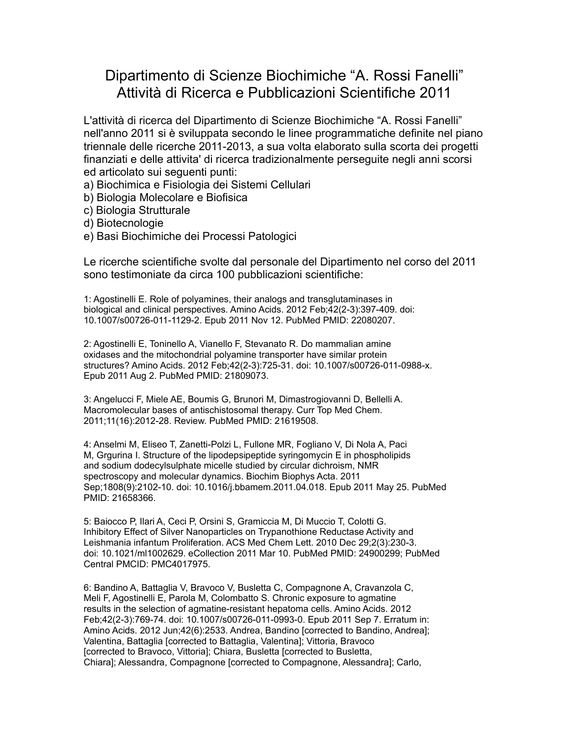# Dipartimento di Scienze Biochimiche “A. Rossi Fanelli”
# Attività di Ricerca e Pubblicazioni Scientifiche 2011

L'attività di ricerca del Dipartimento di Scienze Biochimiche “A. Rossi Fanelli” nell'anno 2011 si è sviluppata secondo le linee programmatiche definite nel piano triennale delle ricerche 2011-2013, a sua volta elaborato sulla scorta dei progetti finanziati e delle attivita' di ricerca tradizionalmente perseguite negli anni scorsi ed articolato sui seguenti punti:

a) Biochimica e Fisiologia dei Sistemi Cellulari
b) Biologia Molecolare e Biofisica
c) Biologia Strutturale
d) Biotecnologie
e) Basi Biochimiche dei Processi Patologici

Le ricerche scientifiche svolte dal personale del Dipartimento nel corso del 2011 sono testimoniate da circa 100 pubblicazioni scientifiche:

1: Agostinelli E. Role of polyamines, their analogs and transglutaminases in biological and clinical perspectives. Amino Acids. 2012 Feb;42(2-3):397-409. doi: 10.1007/s00726-011-1129-2. Epub 2011 Nov 12. PubMed PMID: 22080207.

2: Agostinelli E, Toninello A, Vianello F, Stevanato R. Do mammalian amine oxidases and the mitochondrial polyamine transporter have similar protein structures? Amino Acids. 2012 Feb;42(2-3):725-31. doi: 10.1007/s00726-011-0988-x. Epub 2011 Aug 2. PubMed PMID: 21809073.

3: Angelucci F, Miele AE, Boumis G, Brunori M, Dimastrogiovanni D, Bellelli A. Macromolecular bases of antischistosomal therapy. Curr Top Med Chem. 2011;11(16):2012-28. Review. PubMed PMID: 21619508.

4: Anselmi M, Eliseo T, Zanetti-Polzi L, Fullone MR, Fogliano V, Di Nola A, Paci M, Grgurina I. Structure of the lipodepsipeptide syringomycin E in phospholipids and sodium dodecylsulphate micelle studied by circular dichroism, NMR spectroscopy and molecular dynamics. Biochim Biophys Acta. 2011 Sep;1808(9):2102-10. doi: 10.1016/j.bbamem.2011.04.018. Epub 2011 May 25. PubMed PMID: 21658366.

5: Baiocco P, Ilari A, Ceci P, Orsini S, Gramiccia M, Di Muccio T, Colotti G. Inhibitory Effect of Silver Nanoparticles on Trypanothione Reductase Activity and Leishmania infantum Proliferation. ACS Med Chem Lett. 2010 Dec 29;2(3):230-3. doi: 10.1021/ml1002629. eCollection 2011 Mar 10. PubMed PMID: 24900299; PubMed Central PMCID: PMC4017975.

6: Bandino A, Battaglia V, Bravoco V, Busletta C, Compagnone A, Cravanzola C, Meli F, Agostinelli E, Parola M, Colombatto S. Chronic exposure to agmatine results in the selection of agmatine-resistant hepatoma cells. Amino Acids. 2012 Feb;42(2-3):769-74. doi: 10.1007/s00726-011-0993-0. Epub 2011 Sep 7. Erratum in: Amino Acids. 2012 Jun;42(6):2533. Andrea, Bandino [corrected to Bandino, Andrea]; Valentina, Battaglia [corrected to Battaglia, Valentina]; Vittoria, Bravoco [corrected to Bravoco, Vittoria]; Chiara, Busletta [corrected to Busletta, Chiara]; Alessandra, Compagnone [corrected to Compagnone, Alessandra]; Carlo,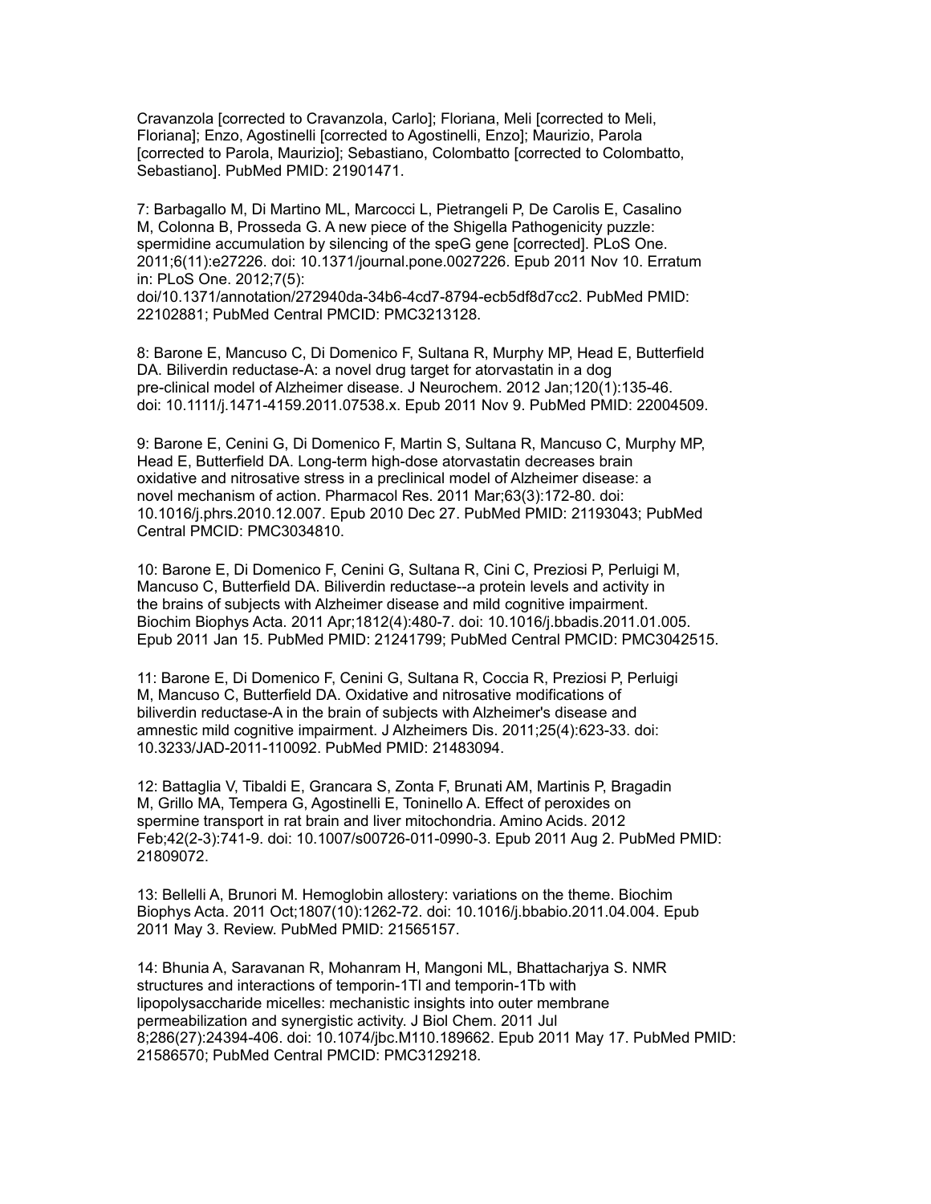Cravanzola [corrected to Cravanzola, Carlo]; Floriana, Meli [corrected to Meli, Floriana]; Enzo, Agostinelli [corrected to Agostinelli, Enzo]; Maurizio, Parola [corrected to Parola, Maurizio]; Sebastiano, Colombatto [corrected to Colombatto, Sebastiano]. PubMed PMID: 21901471.

7: Barbagallo M, Di Martino ML, Marcocci L, Pietrangeli P, De Carolis E, Casalino M, Colonna B, Prosseda G. A new piece of the Shigella Pathogenicity puzzle: spermidine accumulation by silencing of the speG gene [corrected]. PLoS One. 2011;6(11):e27226. doi: 10.1371/journal.pone.0027226. Epub 2011 Nov 10. Erratum in: PLoS One. 2012;7(5): doi/10.1371/annotation/272940da-34b6-4cd7-8794-ecb5df8d7cc2. PubMed PMID: 22102881; PubMed Central PMCID: PMC3213128.

8: Barone E, Mancuso C, Di Domenico F, Sultana R, Murphy MP, Head E, Butterfield DA. Biliverdin reductase-A: a novel drug target for atorvastatin in a dog pre-clinical model of Alzheimer disease. J Neurochem. 2012 Jan;120(1):135-46. doi: 10.1111/j.1471-4159.2011.07538.x. Epub 2011 Nov 9. PubMed PMID: 22004509.

9: Barone E, Cenini G, Di Domenico F, Martin S, Sultana R, Mancuso C, Murphy MP, Head E, Butterfield DA. Long-term high-dose atorvastatin decreases brain oxidative and nitrosative stress in a preclinical model of Alzheimer disease: a novel mechanism of action. Pharmacol Res. 2011 Mar;63(3):172-80. doi: 10.1016/j.phrs.2010.12.007. Epub 2010 Dec 27. PubMed PMID: 21193043; PubMed Central PMCID: PMC3034810.

10: Barone E, Di Domenico F, Cenini G, Sultana R, Cini C, Preziosi P, Perluigi M, Mancuso C, Butterfield DA. Biliverdin reductase--a protein levels and activity in the brains of subjects with Alzheimer disease and mild cognitive impairment. Biochim Biophys Acta. 2011 Apr;1812(4):480-7. doi: 10.1016/j.bbadis.2011.01.005. Epub 2011 Jan 15. PubMed PMID: 21241799; PubMed Central PMCID: PMC3042515.

11: Barone E, Di Domenico F, Cenini G, Sultana R, Coccia R, Preziosi P, Perluigi M, Mancuso C, Butterfield DA. Oxidative and nitrosative modifications of biliverdin reductase-A in the brain of subjects with Alzheimer's disease and amnestic mild cognitive impairment. J Alzheimers Dis. 2011;25(4):623-33. doi: 10.3233/JAD-2011-110092. PubMed PMID: 21483094.

12: Battaglia V, Tibaldi E, Grancara S, Zonta F, Brunati AM, Martinis P, Bragadin M, Grillo MA, Tempera G, Agostinelli E, Toninello A. Effect of peroxides on spermine transport in rat brain and liver mitochondria. Amino Acids. 2012 Feb;42(2-3):741-9. doi: 10.1007/s00726-011-0990-3. Epub 2011 Aug 2. PubMed PMID: 21809072.

13: Bellelli A, Brunori M. Hemoglobin allostery: variations on the theme. Biochim Biophys Acta. 2011 Oct;1807(10):1262-72. doi: 10.1016/j.bbabio.2011.04.004. Epub 2011 May 3. Review. PubMed PMID: 21565157.

14: Bhunia A, Saravanan R, Mohanram H, Mangoni ML, Bhattacharjya S. NMR structures and interactions of temporin-1Tl and temporin-1Tb with lipopolysaccharide micelles: mechanistic insights into outer membrane permeabilization and synergistic activity. J Biol Chem. 2011 Jul 8;286(27):24394-406. doi: 10.1074/jbc.M110.189662. Epub 2011 May 17. PubMed PMID: 21586570; PubMed Central PMCID: PMC3129218.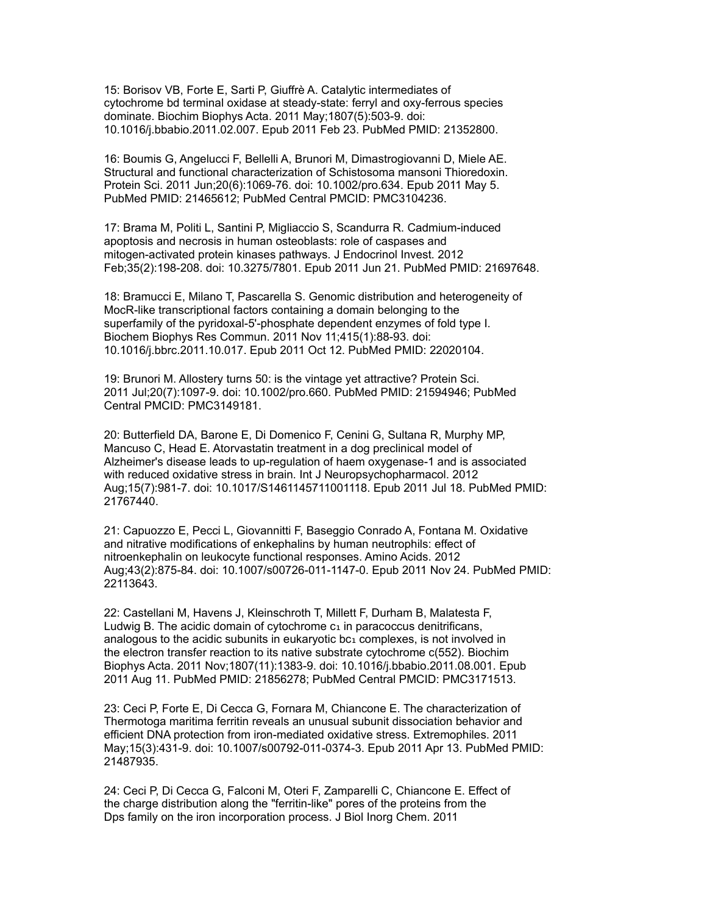15: Borisov VB, Forte E, Sarti P, Giuffrè A. Catalytic intermediates of cytochrome bd terminal oxidase at steady-state: ferryl and oxy-ferrous species dominate. Biochim Biophys Acta. 2011 May;1807(5):503-9. doi: 10.1016/j.bbabio.2011.02.007. Epub 2011 Feb 23. PubMed PMID: 21352800.

16: Boumis G, Angelucci F, Bellelli A, Brunori M, Dimastrogiovanni D, Miele AE. Structural and functional characterization of Schistosoma mansoni Thioredoxin. Protein Sci. 2011 Jun;20(6):1069-76. doi: 10.1002/pro.634. Epub 2011 May 5. PubMed PMID: 21465612; PubMed Central PMCID: PMC3104236.

17: Brama M, Politi L, Santini P, Migliaccio S, Scandurra R. Cadmium-induced apoptosis and necrosis in human osteoblasts: role of caspases and mitogen-activated protein kinases pathways. J Endocrinol Invest. 2012 Feb;35(2):198-208. doi: 10.3275/7801. Epub 2011 Jun 21. PubMed PMID: 21697648.

18: Bramucci E, Milano T, Pascarella S. Genomic distribution and heterogeneity of MocR-like transcriptional factors containing a domain belonging to the superfamily of the pyridoxal-5'-phosphate dependent enzymes of fold type I. Biochem Biophys Res Commun. 2011 Nov 11;415(1):88-93. doi: 10.1016/j.bbrc.2011.10.017. Epub 2011 Oct 12. PubMed PMID: 22020104.

19: Brunori M. Allostery turns 50: is the vintage yet attractive? Protein Sci. 2011 Jul;20(7):1097-9. doi: 10.1002/pro.660. PubMed PMID: 21594946; PubMed Central PMCID: PMC3149181.

20: Butterfield DA, Barone E, Di Domenico F, Cenini G, Sultana R, Murphy MP, Mancuso C, Head E. Atorvastatin treatment in a dog preclinical model of Alzheimer's disease leads to up-regulation of haem oxygenase-1 and is associated with reduced oxidative stress in brain. Int J Neuropsychopharmacol. 2012 Aug;15(7):981-7. doi: 10.1017/S1461145711001118. Epub 2011 Jul 18. PubMed PMID: 21767440.

21: Capuozzo E, Pecci L, Giovannitti F, Baseggio Conrado A, Fontana M. Oxidative and nitrative modifications of enkephalins by human neutrophils: effect of nitroenkephalin on leukocyte functional responses. Amino Acids. 2012 Aug;43(2):875-84. doi: 10.1007/s00726-011-1147-0. Epub 2011 Nov 24. PubMed PMID: 22113643.

22: Castellani M, Havens J, Kleinschroth T, Millett F, Durham B, Malatesta F, Ludwig B. The acidic domain of cytochrome $c_1$ in paracoccus denitrificans, analogous to the acidic subunits in eukaryotic $bc_1$ complexes, is not involved in the electron transfer reaction to its native substrate cytochrome c(552). Biochim Biophys Acta. 2011 Nov;1807(11):1383-9. doi: 10.1016/j.bbabio.2011.08.001. Epub 2011 Aug 11. PubMed PMID: 21856278; PubMed Central PMCID: PMC3171513.

23: Ceci P, Forte E, Di Cecca G, Fornara M, Chiancone E. The characterization of Thermotoga maritima ferritin reveals an unusual subunit dissociation behavior and efficient DNA protection from iron-mediated oxidative stress. Extremophiles. 2011 May;15(3):431-9. doi: 10.1007/s00792-011-0374-3. Epub 2011 Apr 13. PubMed PMID: 21487935.

24: Ceci P, Di Cecca G, Falconi M, Oteri F, Zamparelli C, Chiancone E. Effect of the charge distribution along the "ferritin-like" pores of the proteins from the Dps family on the iron incorporation process. J Biol Inorg Chem. 2011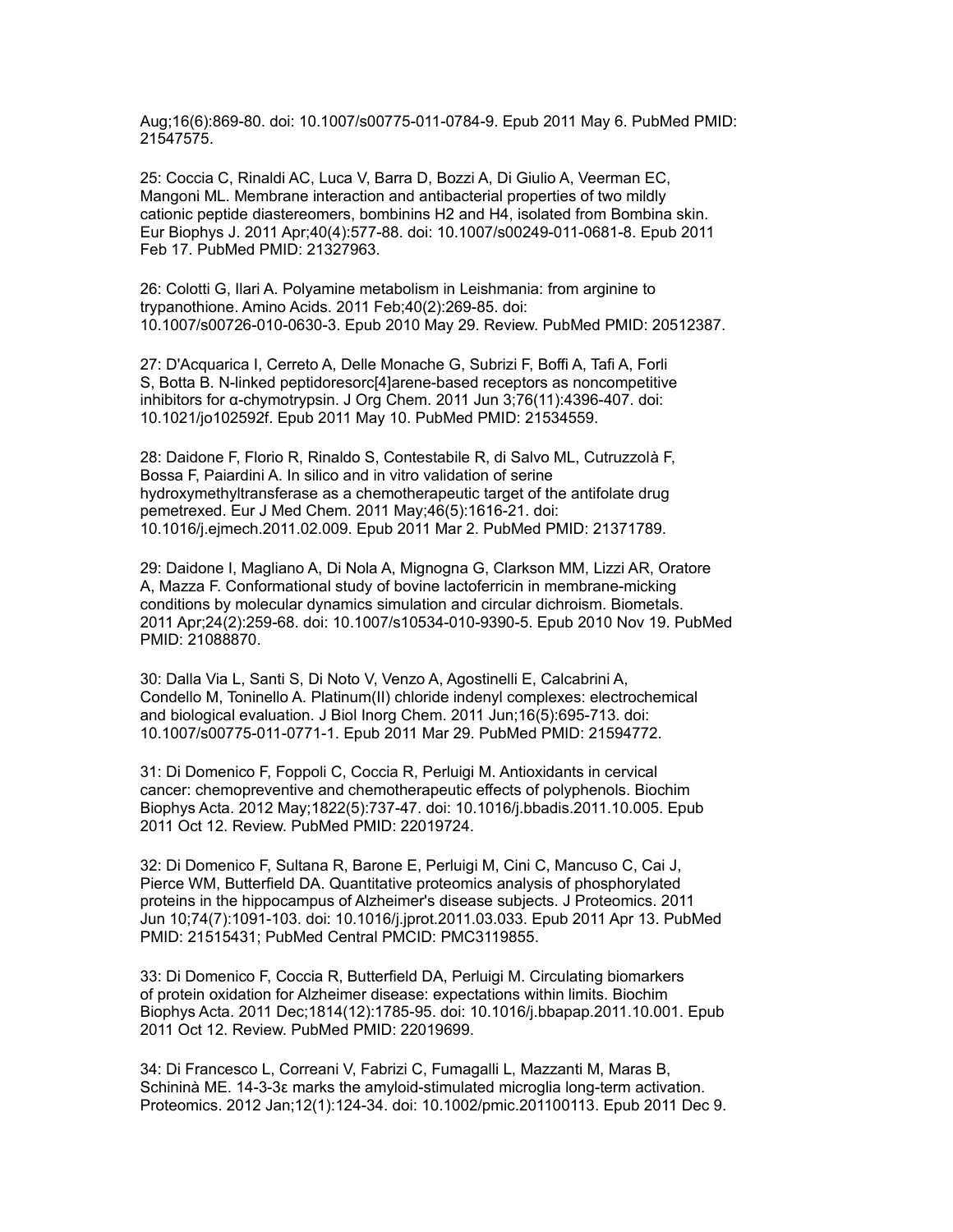Aug;16(6):869-80. doi: 10.1007/s00775-011-0784-9. Epub 2011 May 6. PubMed PMID: 21547575.

25: Coccia C, Rinaldi AC, Luca V, Barra D, Bozzi A, Di Giulio A, Veerman EC, Mangoni ML. Membrane interaction and antibacterial properties of two mildly cationic peptide diastereomers, bombinins H2 and H4, isolated from Bombina skin. Eur Biophys J. 2011 Apr;40(4):577-88. doi: 10.1007/s00249-011-0681-8. Epub 2011 Feb 17. PubMed PMID: 21327963.

26: Colotti G, Ilari A. Polyamine metabolism in Leishmania: from arginine to trypanothione. Amino Acids. 2011 Feb;40(2):269-85. doi: 10.1007/s00726-010-0630-3. Epub 2010 May 29. Review. PubMed PMID: 20512387.

27: D'Acquarica I, Cerreto A, Delle Monache G, Subrizi F, Boffi A, Tafi A, Forli S, Botta B. N-linked peptidoresorc[4]arene-based receptors as noncompetitive inhibitors for α-chymotrypsin. J Org Chem. 2011 Jun 3;76(11):4396-407. doi: 10.1021/jo102592f. Epub 2011 May 10. PubMed PMID: 21534559.

28: Daidone F, Florio R, Rinaldo S, Contestabile R, di Salvo ML, Cutruzzolà F, Bossa F, Paiardini A. In silico and in vitro validation of serine hydroxymethyltransferase as a chemotherapeutic target of the antifolate drug pemetrexed. Eur J Med Chem. 2011 May;46(5):1616-21. doi: 10.1016/j.ejmech.2011.02.009. Epub 2011 Mar 2. PubMed PMID: 21371789.

29: Daidone I, Magliano A, Di Nola A, Mignogna G, Clarkson MM, Lizzi AR, Oratore A, Mazza F. Conformational study of bovine lactoferricin in membrane-micking conditions by molecular dynamics simulation and circular dichroism. Biometals. 2011 Apr;24(2):259-68. doi: 10.1007/s10534-010-9390-5. Epub 2010 Nov 19. PubMed PMID: 21088870.

30: Dalla Via L, Santi S, Di Noto V, Venzo A, Agostinelli E, Calcabrini A, Condello M, Toninello A. Platinum(II) chloride indenyl complexes: electrochemical and biological evaluation. J Biol Inorg Chem. 2011 Jun;16(5):695-713. doi: 10.1007/s00775-011-0771-1. Epub 2011 Mar 29. PubMed PMID: 21594772.

31: Di Domenico F, Foppoli C, Coccia R, Perluigi M. Antioxidants in cervical cancer: chemopreventive and chemotherapeutic effects of polyphenols. Biochim Biophys Acta. 2012 May;1822(5):737-47. doi: 10.1016/j.bbadis.2011.10.005. Epub 2011 Oct 12. Review. PubMed PMID: 22019724.

32: Di Domenico F, Sultana R, Barone E, Perluigi M, Cini C, Mancuso C, Cai J, Pierce WM, Butterfield DA. Quantitative proteomics analysis of phosphorylated proteins in the hippocampus of Alzheimer's disease subjects. J Proteomics. 2011 Jun 10;74(7):1091-103. doi: 10.1016/j.jprot.2011.03.033. Epub 2011 Apr 13. PubMed PMID: 21515431; PubMed Central PMCID: PMC3119855.

33: Di Domenico F, Coccia R, Butterfield DA, Perluigi M. Circulating biomarkers of protein oxidation for Alzheimer disease: expectations within limits. Biochim Biophys Acta. 2011 Dec;1814(12):1785-95. doi: 10.1016/j.bbapap.2011.10.001. Epub 2011 Oct 12. Review. PubMed PMID: 22019699.

34: Di Francesco L, Correani V, Fabrizi C, Fumagalli L, Mazzanti M, Maras B, Schininà ME. 14-3-3ε marks the amyloid-stimulated microglia long-term activation. Proteomics. 2012 Jan;12(1):124-34. doi: 10.1002/pmic.201100113. Epub 2011 Dec 9.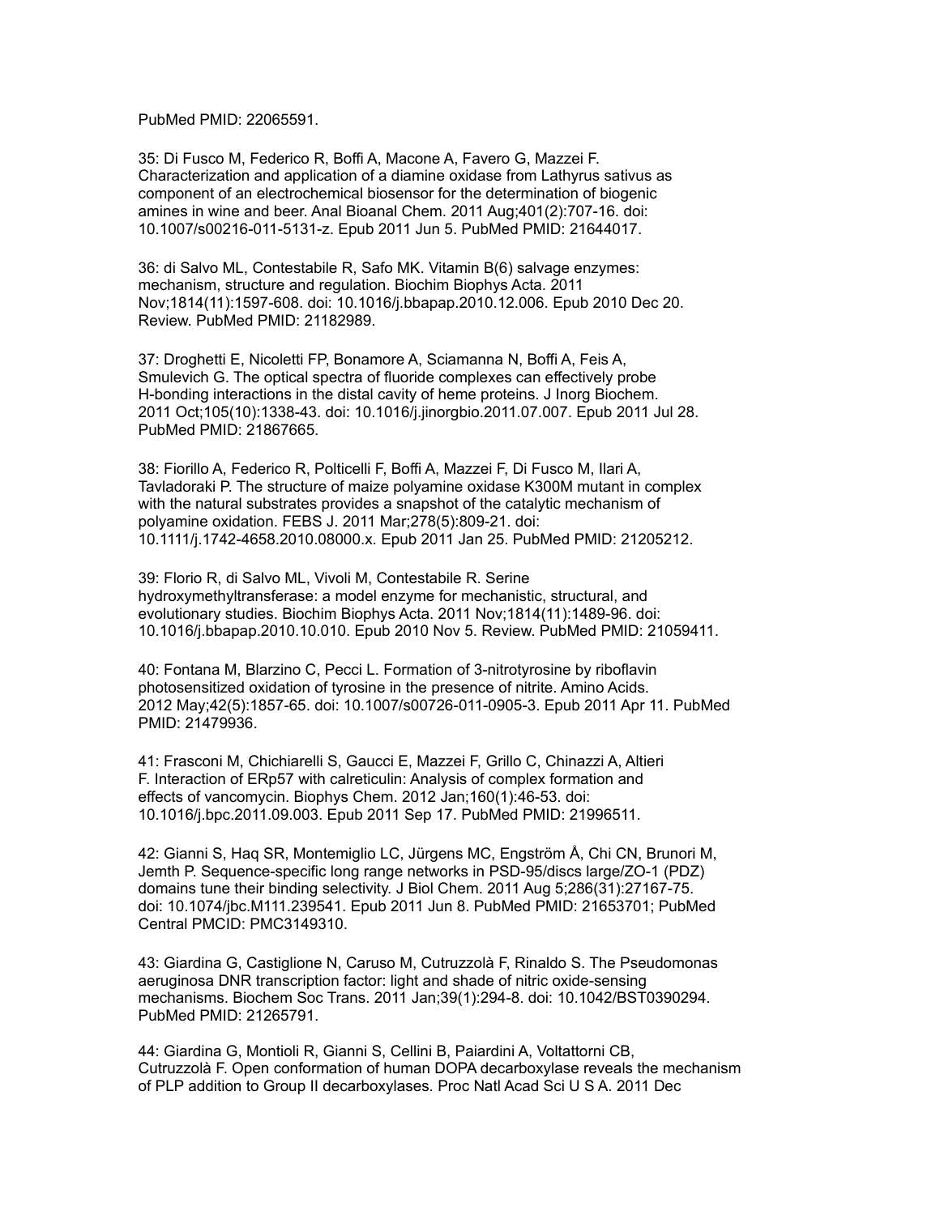PubMed PMID: 22065591.

35: Di Fusco M, Federico R, Boffi A, Macone A, Favero G, Mazzei F. Characterization and application of a diamine oxidase from Lathyrus sativus as component of an electrochemical biosensor for the determination of biogenic amines in wine and beer. Anal Bioanal Chem. 2011 Aug;401(2):707-16. doi: 10.1007/s00216-011-5131-z. Epub 2011 Jun 5. PubMed PMID: 21644017.

36: di Salvo ML, Contestabile R, Safo MK. Vitamin B(6) salvage enzymes: mechanism, structure and regulation. Biochim Biophys Acta. 2011 Nov;1814(11):1597-608. doi: 10.1016/j.bbapap.2010.12.006. Epub 2010 Dec 20. Review. PubMed PMID: 21182989.

37: Droghetti E, Nicoletti FP, Bonamore A, Sciamanna N, Boffi A, Feis A, Smulevich G. The optical spectra of fluoride complexes can effectively probe H-bonding interactions in the distal cavity of heme proteins. J Inorg Biochem. 2011 Oct;105(10):1338-43. doi: 10.1016/j.jinorgbio.2011.07.007. Epub 2011 Jul 28. PubMed PMID: 21867665.

38: Fiorillo A, Federico R, Polticelli F, Boffi A, Mazzei F, Di Fusco M, Ilari A, Tavladoraki P. The structure of maize polyamine oxidase K300M mutant in complex with the natural substrates provides a snapshot of the catalytic mechanism of polyamine oxidation. FEBS J. 2011 Mar;278(5):809-21. doi: 10.1111/j.1742-4658.2010.08000.x. Epub 2011 Jan 25. PubMed PMID: 21205212.

39: Florio R, di Salvo ML, Vivoli M, Contestabile R. Serine hydroxymethyltransferase: a model enzyme for mechanistic, structural, and evolutionary studies. Biochim Biophys Acta. 2011 Nov;1814(11):1489-96. doi: 10.1016/j.bbapap.2010.10.010. Epub 2010 Nov 5. Review. PubMed PMID: 21059411.

40: Fontana M, Blarzino C, Pecci L. Formation of 3-nitrotyrosine by riboflavin photosensitized oxidation of tyrosine in the presence of nitrite. Amino Acids. 2012 May;42(5):1857-65. doi: 10.1007/s00726-011-0905-3. Epub 2011 Apr 11. PubMed PMID: 21479936.

41: Frasconi M, Chichiarelli S, Gaucci E, Mazzei F, Grillo C, Chinazzi A, Altieri F. Interaction of ERp57 with calreticulin: Analysis of complex formation and effects of vancomycin. Biophys Chem. 2012 Jan;160(1):46-53. doi: 10.1016/j.bpc.2011.09.003. Epub 2011 Sep 17. PubMed PMID: 21996511.

42: Gianni S, Haq SR, Montemiglio LC, Jürgens MC, Engström Å, Chi CN, Brunori M, Jemth P. Sequence-specific long range networks in PSD-95/discs large/ZO-1 (PDZ) domains tune their binding selectivity. J Biol Chem. 2011 Aug 5;286(31):27167-75. doi: 10.1074/jbc.M111.239541. Epub 2011 Jun 8. PubMed PMID: 21653701; PubMed Central PMCID: PMC3149310.

43: Giardina G, Castiglione N, Caruso M, Cutruzzolà F, Rinaldo S. The Pseudomonas aeruginosa DNR transcription factor: light and shade of nitric oxide-sensing mechanisms. Biochem Soc Trans. 2011 Jan;39(1):294-8. doi: 10.1042/BST0390294. PubMed PMID: 21265791.

44: Giardina G, Montioli R, Gianni S, Cellini B, Paiardini A, Voltattorni CB, Cutruzzolà F. Open conformation of human DOPA decarboxylase reveals the mechanism of PLP addition to Group II decarboxylases. Proc Natl Acad Sci U S A. 2011 Dec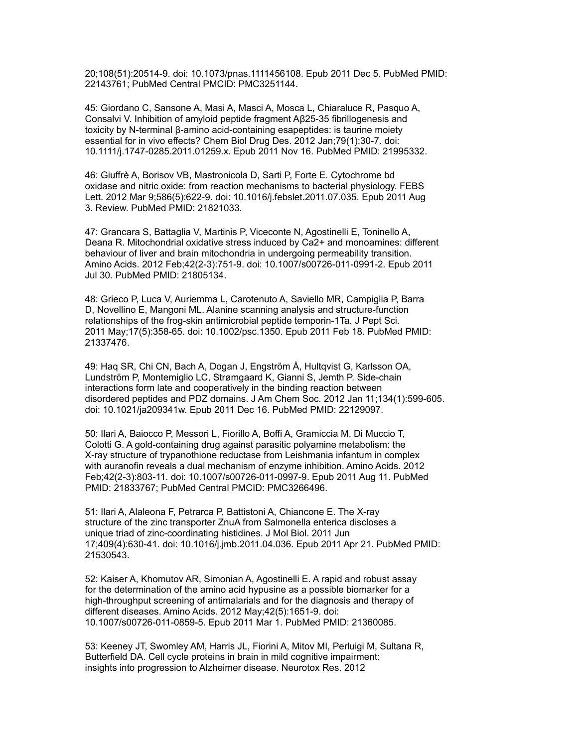20;108(51):20514-9. doi: 10.1073/pnas.1111456108. Epub 2011 Dec 5. PubMed PMID: 22143761; PubMed Central PMCID: PMC3251144.

45: Giordano C, Sansone A, Masi A, Masci A, Mosca L, Chiaraluce R, Pasquo A, Consalvi V. Inhibition of amyloid peptide fragment Aβ25-35 fibrillogenesis and toxicity by N-terminal β-amino acid-containing esapeptides: is taurine moiety essential for in vivo effects? Chem Biol Drug Des. 2012 Jan;79(1):30-7. doi: 10.1111/j.1747-0285.2011.01259.x. Epub 2011 Nov 16. PubMed PMID: 21995332.

46: Giuffrè A, Borisov VB, Mastronicola D, Sarti P, Forte E. Cytochrome bd oxidase and nitric oxide: from reaction mechanisms to bacterial physiology. FEBS Lett. 2012 Mar 9;586(5):622-9. doi: 10.1016/j.febslet.2011.07.035. Epub 2011 Aug 3. Review. PubMed PMID: 21821033.

47: Grancara S, Battaglia V, Martinis P, Viceconte N, Agostinelli E, Toninello A, Deana R. Mitochondrial oxidative stress induced by Ca2+ and monoamines: different behaviour of liver and brain mitochondria in undergoing permeability transition. Amino Acids. 2012 Feb;42(2-3):751-9. doi: 10.1007/s00726-011-0991-2. Epub 2011 Jul 30. PubMed PMID: 21805134.

48: Grieco P, Luca V, Auriemma L, Carotenuto A, Saviello MR, Campiglia P, Barra D, Novellino E, Mangoni ML. Alanine scanning analysis and structure-function relationships of the frog-skin antimicrobial peptide temporin-1Ta. J Pept Sci. 2011 May;17(5):358-65. doi: 10.1002/psc.1350. Epub 2011 Feb 18. PubMed PMID: 21337476.

49: Haq SR, Chi CN, Bach A, Dogan J, Engström Å, Hultqvist G, Karlsson OA, Lundström P, Montemiglio LC, Strømgaard K, Gianni S, Jemth P. Side-chain interactions form late and cooperatively in the binding reaction between disordered peptides and PDZ domains. J Am Chem Soc. 2012 Jan 11;134(1):599-605. doi: 10.1021/ja209341w. Epub 2011 Dec 16. PubMed PMID: 22129097.

50: Ilari A, Baiocco P, Messori L, Fiorillo A, Boffi A, Gramiccia M, Di Muccio T, Colotti G. A gold-containing drug against parasitic polyamine metabolism: the X-ray structure of trypanothione reductase from Leishmania infantum in complex with auranofin reveals a dual mechanism of enzyme inhibition. Amino Acids. 2012 Feb;42(2-3):803-11. doi: 10.1007/s00726-011-0997-9. Epub 2011 Aug 11. PubMed PMID: 21833767; PubMed Central PMCID: PMC3266496.

51: Ilari A, Alaleona F, Petrarca P, Battistoni A, Chiancone E. The X-ray structure of the zinc transporter ZnuA from Salmonella enterica discloses a unique triad of zinc-coordinating histidines. J Mol Biol. 2011 Jun 17;409(4):630-41. doi: 10.1016/j.jmb.2011.04.036. Epub 2011 Apr 21. PubMed PMID: 21530543.

52: Kaiser A, Khomutov AR, Simonian A, Agostinelli E. A rapid and robust assay for the determination of the amino acid hypusine as a possible biomarker for a high-throughput screening of antimalarials and for the diagnosis and therapy of different diseases. Amino Acids. 2012 May;42(5):1651-9. doi: 10.1007/s00726-011-0859-5. Epub 2011 Mar 1. PubMed PMID: 21360085.

53: Keeney JT, Swomley AM, Harris JL, Fiorini A, Mitov MI, Perluigi M, Sultana R, Butterfield DA. Cell cycle proteins in brain in mild cognitive impairment: insights into progression to Alzheimer disease. Neurotox Res. 2012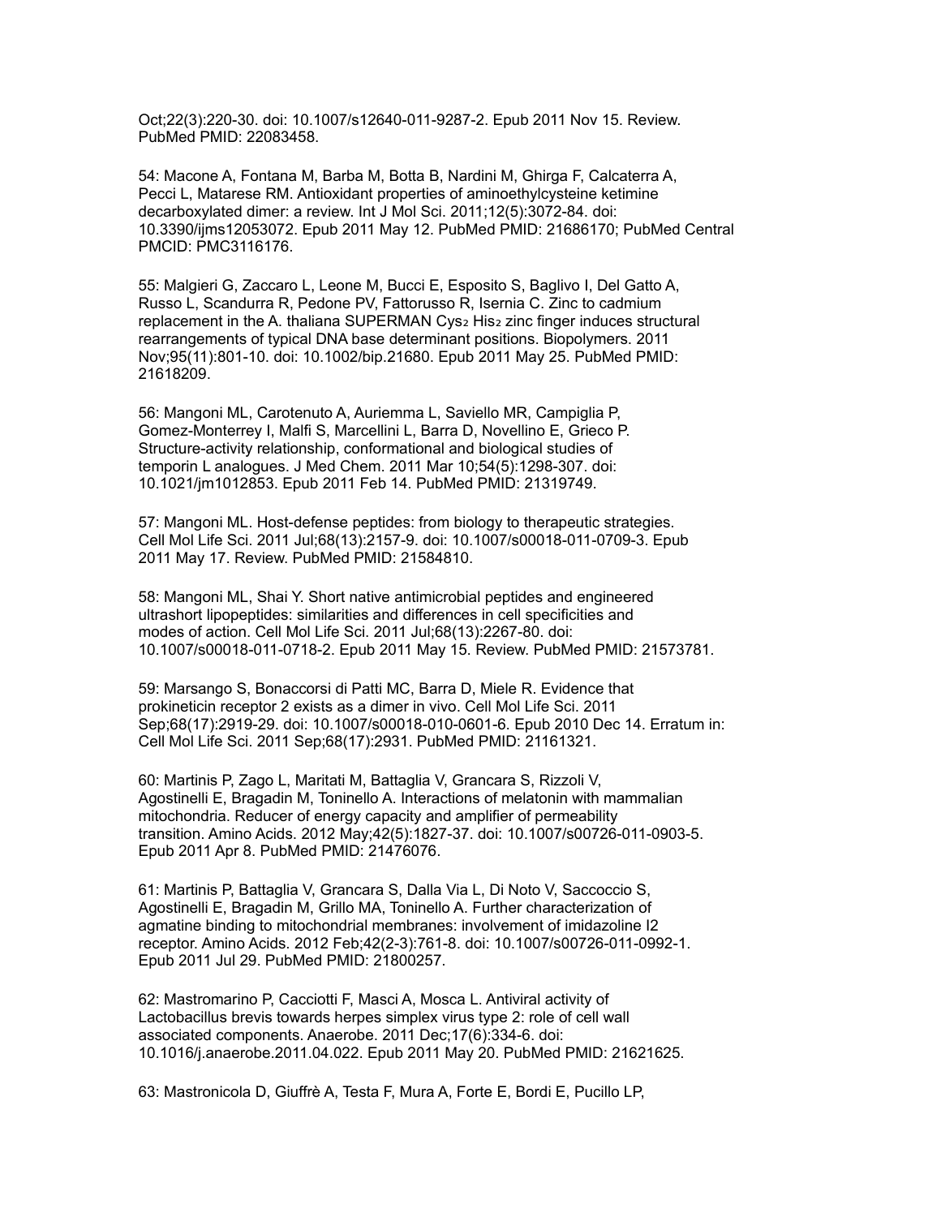Oct;22(3):220-30. doi: 10.1007/s12640-011-9287-2. Epub 2011 Nov 15. Review. PubMed PMID: 22083458.

54: Macone A, Fontana M, Barba M, Botta B, Nardini M, Ghirga F, Calcaterra A, Pecci L, Matarese RM. Antioxidant properties of aminoethylcysteine ketimine decarboxylated dimer: a review. Int J Mol Sci. 2011;12(5):3072-84. doi: 10.3390/ijms12053072. Epub 2011 May 12. PubMed PMID: 21686170; PubMed Central PMCID: PMC3116176.

55: Malgieri G, Zaccaro L, Leone M, Bucci E, Esposito S, Baglivo I, Del Gatto A, Russo L, Scandurra R, Pedone PV, Fattorusso R, Isernia C. Zinc to cadmium replacement in the A. thaliana SUPERMAN $Cys_2$ $His_2$ zinc finger induces structural rearrangements of typical DNA base determinant positions. Biopolymers. 2011 Nov;95(11):801-10. doi: 10.1002/bip.21680. Epub 2011 May 25. PubMed PMID: 21618209.

56: Mangoni ML, Carotenuto A, Auriemma L, Saviello MR, Campiglia P, Gomez-Monterrey I, Malfi S, Marcellini L, Barra D, Novellino E, Grieco P. Structure-activity relationship, conformational and biological studies of temporin L analogues. J Med Chem. 2011 Mar 10;54(5):1298-307. doi: 10.1021/jm1012853. Epub 2011 Feb 14. PubMed PMID: 21319749.

57: Mangoni ML. Host-defense peptides: from biology to therapeutic strategies. Cell Mol Life Sci. 2011 Jul;68(13):2157-9. doi: 10.1007/s00018-011-0709-3. Epub 2011 May 17. Review. PubMed PMID: 21584810.

58: Mangoni ML, Shai Y. Short native antimicrobial peptides and engineered ultrashort lipopeptides: similarities and differences in cell specificities and modes of action. Cell Mol Life Sci. 2011 Jul;68(13):2267-80. doi: 10.1007/s00018-011-0718-2. Epub 2011 May 15. Review. PubMed PMID: 21573781.

59: Marsango S, Bonaccorsi di Patti MC, Barra D, Miele R. Evidence that prokineticin receptor 2 exists as a dimer in vivo. Cell Mol Life Sci. 2011 Sep;68(17):2919-29. doi: 10.1007/s00018-010-0601-6. Epub 2010 Dec 14. Erratum in: Cell Mol Life Sci. 2011 Sep;68(17):2931. PubMed PMID: 21161321.

60: Martinis P, Zago L, Maritati M, Battaglia V, Grancara S, Rizzoli V, Agostinelli E, Bragadin M, Toninello A. Interactions of melatonin with mammalian mitochondria. Reducer of energy capacity and amplifier of permeability transition. Amino Acids. 2012 May;42(5):1827-37. doi: 10.1007/s00726-011-0903-5. Epub 2011 Apr 8. PubMed PMID: 21476076.

61: Martinis P, Battaglia V, Grancara S, Dalla Via L, Di Noto V, Saccoccio S, Agostinelli E, Bragadin M, Grillo MA, Toninello A. Further characterization of agmatine binding to mitochondrial membranes: involvement of imidazoline I2 receptor. Amino Acids. 2012 Feb;42(2-3):761-8. doi: 10.1007/s00726-011-0992-1. Epub 2011 Jul 29. PubMed PMID: 21800257.

62: Mastromarino P, Cacciotti F, Masci A, Mosca L. Antiviral activity of Lactobacillus brevis towards herpes simplex virus type 2: role of cell wall associated components. Anaerobe. 2011 Dec;17(6):334-6. doi: 10.1016/j.anaerobe.2011.04.022. Epub 2011 May 20. PubMed PMID: 21621625.

63: Mastronicola D, Giuffrè A, Testa F, Mura A, Forte E, Bordi E, Pucillo LP,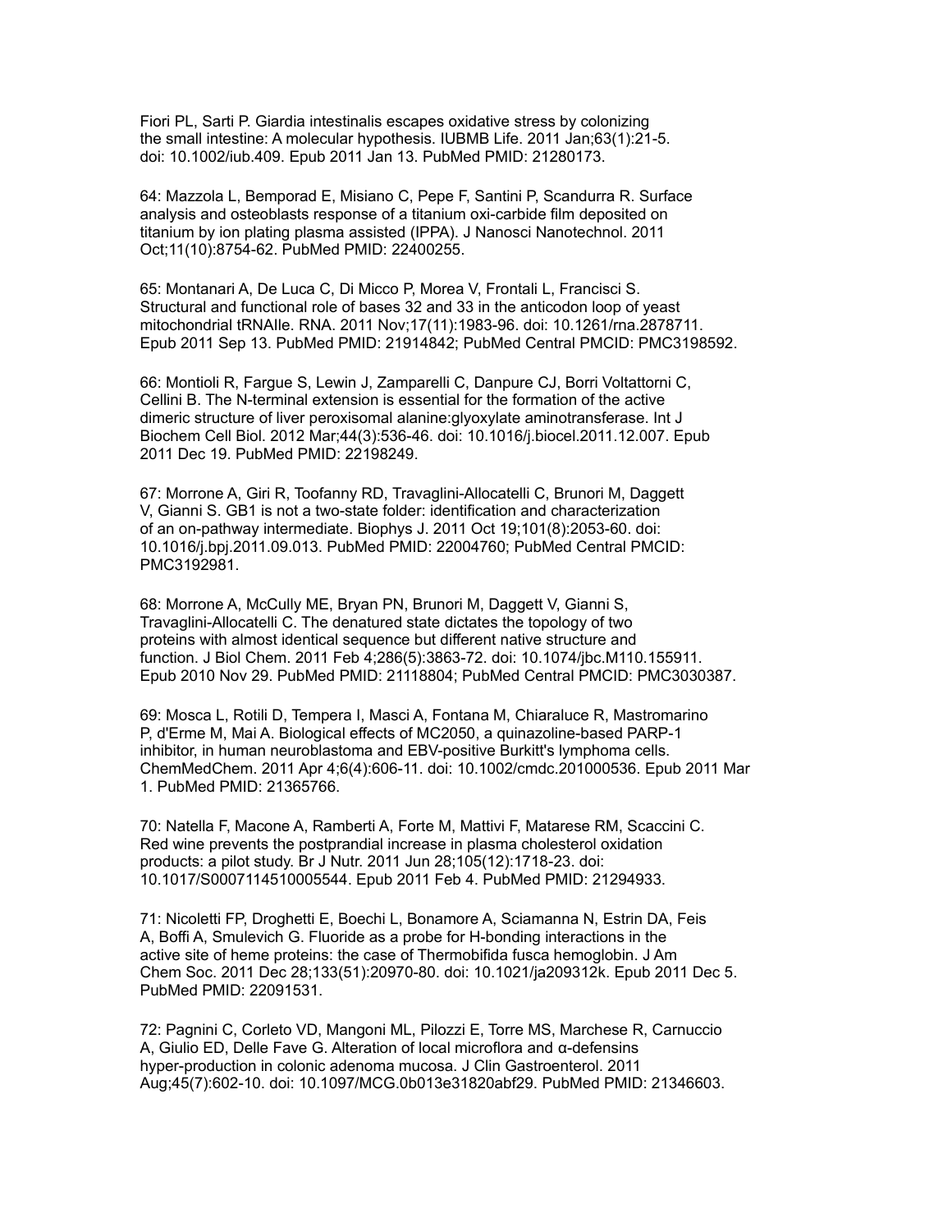Fiori PL, Sarti P. Giardia intestinalis escapes oxidative stress by colonizing the small intestine: A molecular hypothesis. IUBMB Life. 2011 Jan;63(1):21-5. doi: 10.1002/iub.409. Epub 2011 Jan 13. PubMed PMID: 21280173.

64: Mazzola L, Bemporad E, Misiano C, Pepe F, Santini P, Scandurra R. Surface analysis and osteoblasts response of a titanium oxi-carbide film deposited on titanium by ion plating plasma assisted (IPPA). J Nanosci Nanotechnol. 2011 Oct;11(10):8754-62. PubMed PMID: 22400255.

65: Montanari A, De Luca C, Di Micco P, Morea V, Frontali L, Francisci S. Structural and functional role of bases 32 and 33 in the anticodon loop of yeast mitochondrial tRNAIle. RNA. 2011 Nov;17(11):1983-96. doi: 10.1261/rna.2878711. Epub 2011 Sep 13. PubMed PMID: 21914842; PubMed Central PMCID: PMC3198592.

66: Montioli R, Fargue S, Lewin J, Zamparelli C, Danpure CJ, Borri Voltattorni C, Cellini B. The N-terminal extension is essential for the formation of the active dimeric structure of liver peroxisomal alanine:glyoxylate aminotransferase. Int J Biochem Cell Biol. 2012 Mar;44(3):536-46. doi: 10.1016/j.biocel.2011.12.007. Epub 2011 Dec 19. PubMed PMID: 22198249.

67: Morrone A, Giri R, Toofanny RD, Travaglini-Allocatelli C, Brunori M, Daggett V, Gianni S. GB1 is not a two-state folder: identification and characterization of an on-pathway intermediate. Biophys J. 2011 Oct 19;101(8):2053-60. doi: 10.1016/j.bpj.2011.09.013. PubMed PMID: 22004760; PubMed Central PMCID: PMC3192981.

68: Morrone A, McCully ME, Bryan PN, Brunori M, Daggett V, Gianni S, Travaglini-Allocatelli C. The denatured state dictates the topology of two proteins with almost identical sequence but different native structure and function. J Biol Chem. 2011 Feb 4;286(5):3863-72. doi: 10.1074/jbc.M110.155911. Epub 2010 Nov 29. PubMed PMID: 21118804; PubMed Central PMCID: PMC3030387.

69: Mosca L, Rotili D, Tempera I, Masci A, Fontana M, Chiaraluce R, Mastromarino P, d'Erme M, Mai A. Biological effects of MC2050, a quinazoline-based PARP-1 inhibitor, in human neuroblastoma and EBV-positive Burkitt's lymphoma cells. ChemMedChem. 2011 Apr 4;6(4):606-11. doi: 10.1002/cmdc.201000536. Epub 2011 Mar 1. PubMed PMID: 21365766.

70: Natella F, Macone A, Ramberti A, Forte M, Mattivi F, Matarese RM, Scaccini C. Red wine prevents the postprandial increase in plasma cholesterol oxidation products: a pilot study. Br J Nutr. 2011 Jun 28;105(12):1718-23. doi: 10.1017/S0007114510005544. Epub 2011 Feb 4. PubMed PMID: 21294933.

71: Nicoletti FP, Droghetti E, Boechi L, Bonamore A, Sciamanna N, Estrin DA, Feis A, Boffi A, Smulevich G. Fluoride as a probe for H-bonding interactions in the active site of heme proteins: the case of Thermobifida fusca hemoglobin. J Am Chem Soc. 2011 Dec 28;133(51):20970-80. doi: 10.1021/ja209312k. Epub 2011 Dec 5. PubMed PMID: 22091531.

72: Pagnini C, Corleto VD, Mangoni ML, Pilozzi E, Torre MS, Marchese R, Carnuccio A, Giulio ED, Delle Fave G. Alteration of local microflora and α-defensins hyper-production in colonic adenoma mucosa. J Clin Gastroenterol. 2011 Aug;45(7):602-10. doi: 10.1097/MCG.0b013e31820abf29. PubMed PMID: 21346603.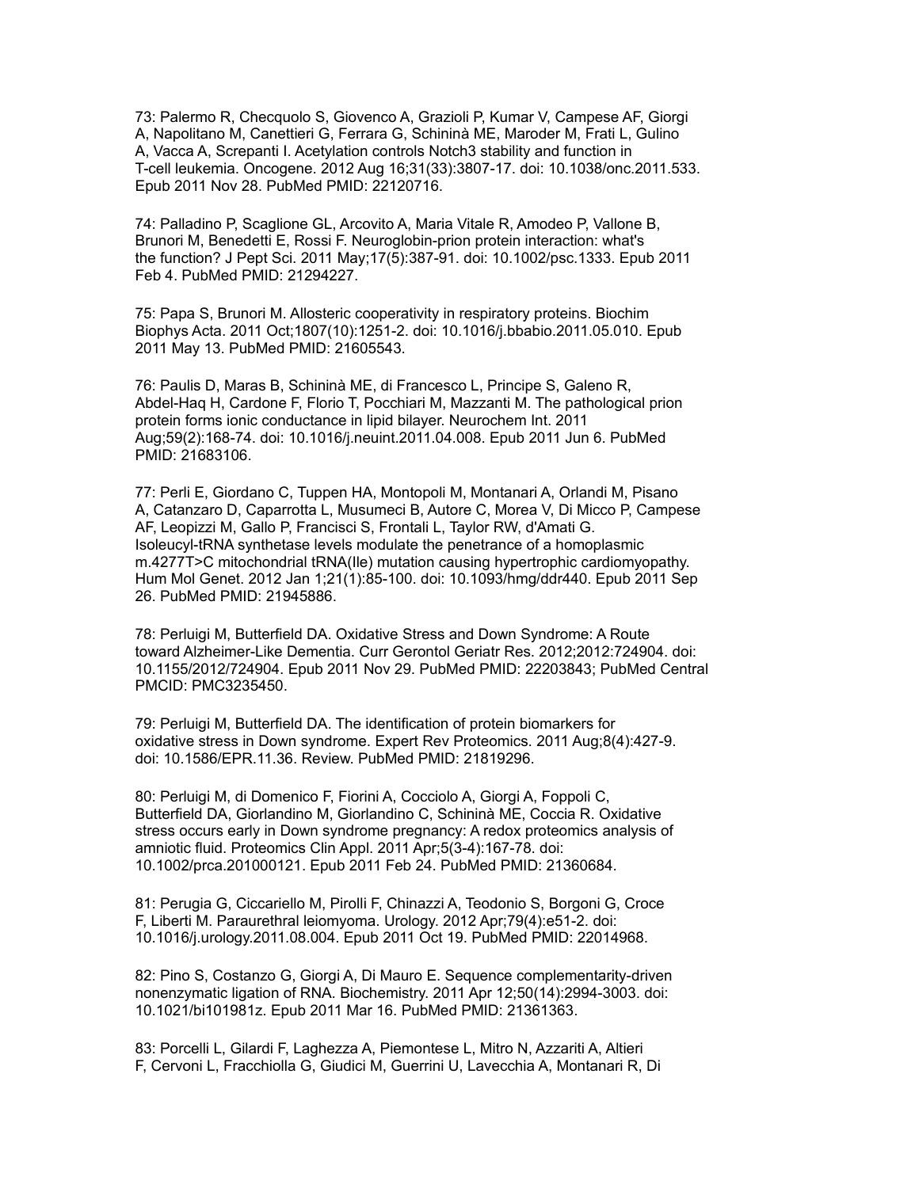73: Palermo R, Checquolo S, Giovenco A, Grazioli P, Kumar V, Campese AF, Giorgi A, Napolitano M, Canettieri G, Ferrara G, Schininà ME, Maroder M, Frati L, Gulino A, Vacca A, Screpanti I. Acetylation controls Notch3 stability and function in T-cell leukemia. Oncogene. 2012 Aug 16;31(33):3807-17. doi: 10.1038/onc.2011.533. Epub 2011 Nov 28. PubMed PMID: 22120716.

74: Palladino P, Scaglione GL, Arcovito A, Maria Vitale R, Amodeo P, Vallone B, Brunori M, Benedetti E, Rossi F. Neuroglobin-prion protein interaction: what's the function? J Pept Sci. 2011 May;17(5):387-91. doi: 10.1002/psc.1333. Epub 2011 Feb 4. PubMed PMID: 21294227.

75: Papa S, Brunori M. Allosteric cooperativity in respiratory proteins. Biochim Biophys Acta. 2011 Oct;1807(10):1251-2. doi: 10.1016/j.bbabio.2011.05.010. Epub 2011 May 13. PubMed PMID: 21605543.

76: Paulis D, Maras B, Schininà ME, di Francesco L, Principe S, Galeno R, Abdel-Haq H, Cardone F, Florio T, Pocchiari M, Mazzanti M. The pathological prion protein forms ionic conductance in lipid bilayer. Neurochem Int. 2011 Aug;59(2):168-74. doi: 10.1016/j.neuint.2011.04.008. Epub 2011 Jun 6. PubMed PMID: 21683106.

77: Perli E, Giordano C, Tuppen HA, Montopoli M, Montanari A, Orlandi M, Pisano A, Catanzaro D, Caparrotta L, Musumeci B, Autore C, Morea V, Di Micco P, Campese AF, Leopizzi M, Gallo P, Francisci S, Frontali L, Taylor RW, d'Amati G. Isoleucyl-tRNA synthetase levels modulate the penetrance of a homoplasmic m.4277T>C mitochondrial tRNA(Ile) mutation causing hypertrophic cardiomyopathy. Hum Mol Genet. 2012 Jan 1;21(1):85-100. doi: 10.1093/hmg/ddr440. Epub 2011 Sep 26. PubMed PMID: 21945886.

78: Perluigi M, Butterfield DA. Oxidative Stress and Down Syndrome: A Route toward Alzheimer-Like Dementia. Curr Gerontol Geriatr Res. 2012;2012:724904. doi: 10.1155/2012/724904. Epub 2011 Nov 29. PubMed PMID: 22203843; PubMed Central PMCID: PMC3235450.

79: Perluigi M, Butterfield DA. The identification of protein biomarkers for oxidative stress in Down syndrome. Expert Rev Proteomics. 2011 Aug;8(4):427-9. doi: 10.1586/EPR.11.36. Review. PubMed PMID: 21819296.

80: Perluigi M, di Domenico F, Fiorini A, Cocciolo A, Giorgi A, Foppoli C, Butterfield DA, Giorlandino M, Giorlandino C, Schininà ME, Coccia R. Oxidative stress occurs early in Down syndrome pregnancy: A redox proteomics analysis of amniotic fluid. Proteomics Clin Appl. 2011 Apr;5(3-4):167-78. doi: 10.1002/prca.201000121. Epub 2011 Feb 24. PubMed PMID: 21360684.

81: Perugia G, Ciccariello M, Pirolli F, Chinazzi A, Teodonio S, Borgoni G, Croce F, Liberti M. Paraurethral leiomyoma. Urology. 2012 Apr;79(4):e51-2. doi: 10.1016/j.urology.2011.08.004. Epub 2011 Oct 19. PubMed PMID: 22014968.

82: Pino S, Costanzo G, Giorgi A, Di Mauro E. Sequence complementarity-driven nonenzymatic ligation of RNA. Biochemistry. 2011 Apr 12;50(14):2994-3003. doi: 10.1021/bi101981z. Epub 2011 Mar 16. PubMed PMID: 21361363.

83: Porcelli L, Gilardi F, Laghezza A, Piemontese L, Mitro N, Azzariti A, Altieri F, Cervoni L, Fracchiolla G, Giudici M, Guerrini U, Lavecchia A, Montanari R, Di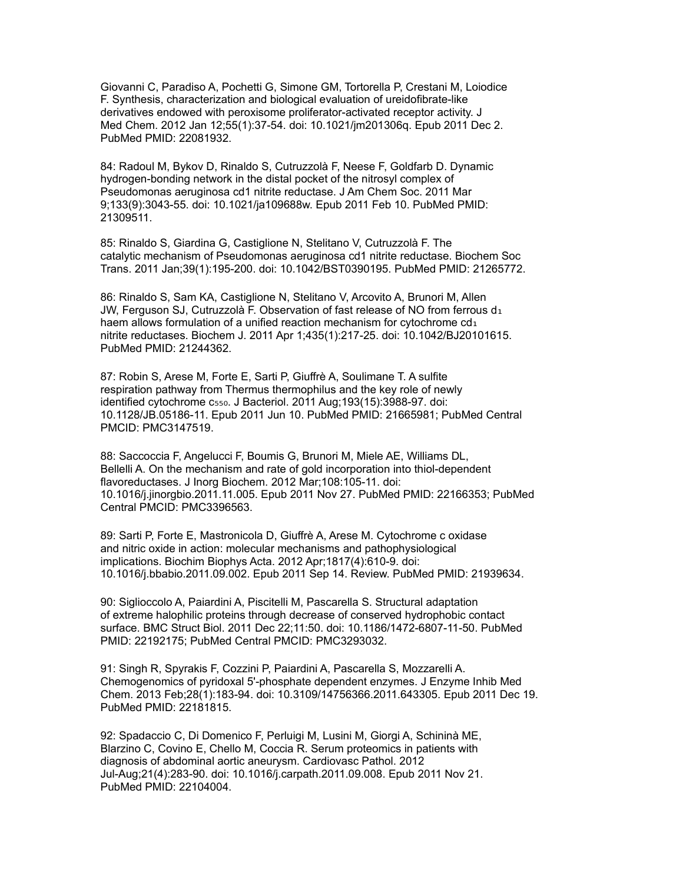Giovanni C, Paradiso A, Pochetti G, Simone GM, Tortorella P, Crestani M, Loiodice F. Synthesis, characterization and biological evaluation of ureidofibrate-like derivatives endowed with peroxisome proliferator-activated receptor activity. J Med Chem. 2012 Jan 12;55(1):37-54. doi: 10.1021/jm201306q. Epub 2011 Dec 2. PubMed PMID: 22081932.

84: Radoul M, Bykov D, Rinaldo S, Cutruzzolà F, Neese F, Goldfarb D. Dynamic hydrogen-bonding network in the distal pocket of the nitrosyl complex of Pseudomonas aeruginosa cd1 nitrite reductase. J Am Chem Soc. 2011 Mar 9;133(9):3043-55. doi: 10.1021/ja109688w. Epub 2011 Feb 10. PubMed PMID: 21309511.

85: Rinaldo S, Giardina G, Castiglione N, Stelitano V, Cutruzzolà F. The catalytic mechanism of Pseudomonas aeruginosa cd1 nitrite reductase. Biochem Soc Trans. 2011 Jan;39(1):195-200. doi: 10.1042/BST0390195. PubMed PMID: 21265772.

86: Rinaldo S, Sam KA, Castiglione N, Stelitano V, Arcovito A, Brunori M, Allen JW, Ferguson SJ, Cutruzzolà F. Observation of fast release of NO from ferrous $d_1$ haem allows formulation of a unified reaction mechanism for cytochrome $cd_1$ nitrite reductases. Biochem J. 2011 Apr 1;435(1):217-25. doi: 10.1042/BJ20101615. PubMed PMID: 21244362.

87: Robin S, Arese M, Forte E, Sarti P, Giuffrè A, Soulimane T. A sulfite respiration pathway from Thermus thermophilus and the key role of newly identified cytochrome $c_{550}$. J Bacteriol. 2011 Aug;193(15):3988-97. doi: 10.1128/JB.05186-11. Epub 2011 Jun 10. PubMed PMID: 21665981; PubMed Central PMCID: PMC3147519.

88: Saccoccia F, Angelucci F, Boumis G, Brunori M, Miele AE, Williams DL, Bellelli A. On the mechanism and rate of gold incorporation into thiol-dependent flavoreductases. J Inorg Biochem. 2012 Mar;108:105-11. doi: 10.1016/j.jinorgbio.2011.11.005. Epub 2011 Nov 27. PubMed PMID: 22166353; PubMed Central PMCID: PMC3396563.

89: Sarti P, Forte E, Mastronicola D, Giuffrè A, Arese M. Cytochrome c oxidase and nitric oxide in action: molecular mechanisms and pathophysiological implications. Biochim Biophys Acta. 2012 Apr;1817(4):610-9. doi: 10.1016/j.bbabio.2011.09.002. Epub 2011 Sep 14. Review. PubMed PMID: 21939634.

90: Siglioccolo A, Paiardini A, Piscitelli M, Pascarella S. Structural adaptation of extreme halophilic proteins through decrease of conserved hydrophobic contact surface. BMC Struct Biol. 2011 Dec 22;11:50. doi: 10.1186/1472-6807-11-50. PubMed PMID: 22192175; PubMed Central PMCID: PMC3293032.

91: Singh R, Spyrakis F, Cozzini P, Paiardini A, Pascarella S, Mozzarelli A. Chemogenomics of pyridoxal 5'-phosphate dependent enzymes. J Enzyme Inhib Med Chem. 2013 Feb;28(1):183-94. doi: 10.3109/14756366.2011.643305. Epub 2011 Dec 19. PubMed PMID: 22181815.

92: Spadaccio C, Di Domenico F, Perluigi M, Lusini M, Giorgi A, Schininà ME, Blarzino C, Covino E, Chello M, Coccia R. Serum proteomics in patients with diagnosis of abdominal aortic aneurysm. Cardiovasc Pathol. 2012 Jul-Aug;21(4):283-90. doi: 10.1016/j.carpath.2011.09.008. Epub 2011 Nov 21. PubMed PMID: 22104004.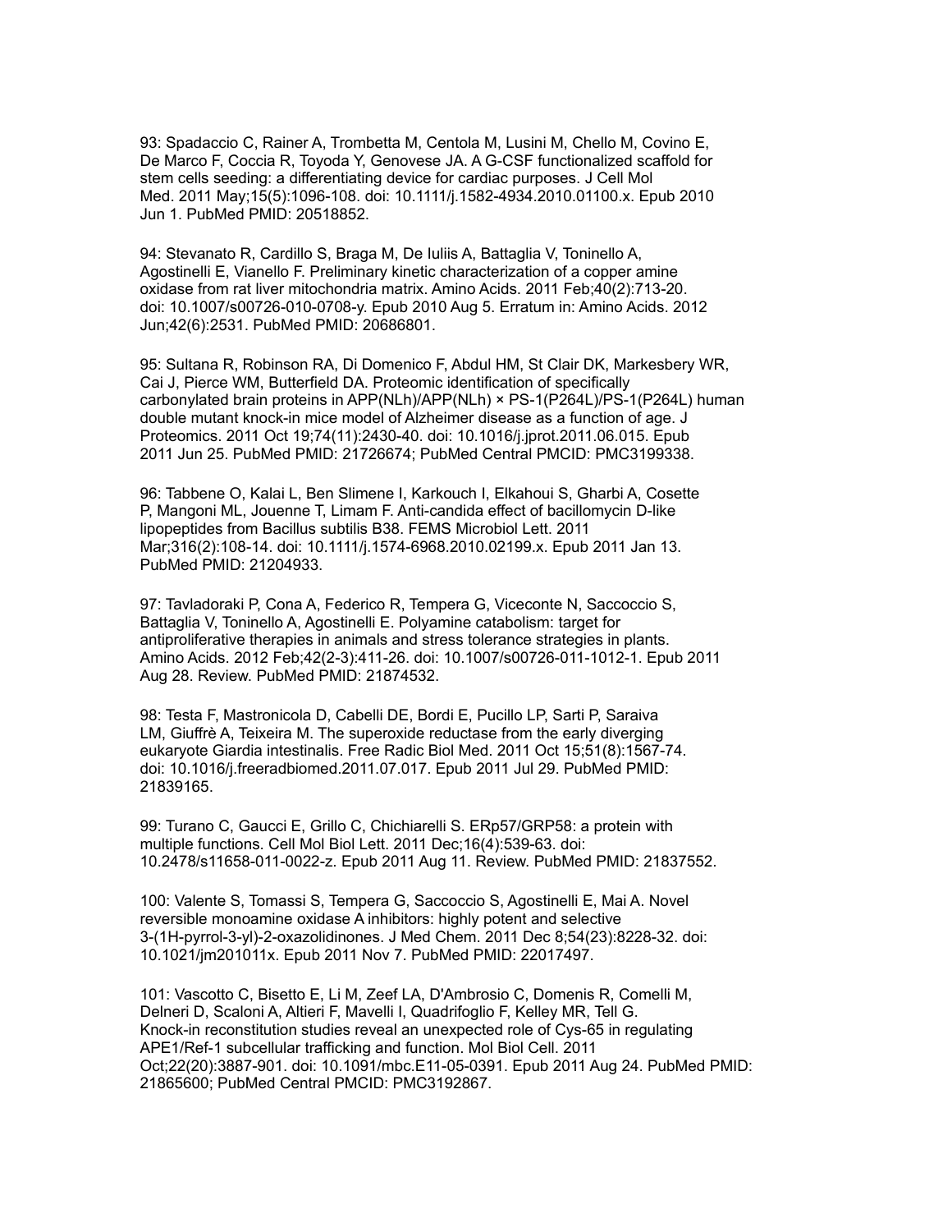93: Spadaccio C, Rainer A, Trombetta M, Centola M, Lusini M, Chello M, Covino E, De Marco F, Coccia R, Toyoda Y, Genovese JA. A G-CSF functionalized scaffold for stem cells seeding: a differentiating device for cardiac purposes. J Cell Mol Med. 2011 May;15(5):1096-108. doi: 10.1111/j.1582-4934.2010.01100.x. Epub 2010 Jun 1. PubMed PMID: 20518852.

94: Stevanato R, Cardillo S, Braga M, De Iuliis A, Battaglia V, Toninello A, Agostinelli E, Vianello F. Preliminary kinetic characterization of a copper amine oxidase from rat liver mitochondria matrix. Amino Acids. 2011 Feb;40(2):713-20. doi: 10.1007/s00726-010-0708-y. Epub 2010 Aug 5. Erratum in: Amino Acids. 2012 Jun;42(6):2531. PubMed PMID: 20686801.

95: Sultana R, Robinson RA, Di Domenico F, Abdul HM, St Clair DK, Markesbery WR, Cai J, Pierce WM, Butterfield DA. Proteomic identification of specifically carbonylated brain proteins in APP(NLh)/APP(NLh) × PS-1(P264L)/PS-1(P264L) human double mutant knock-in mice model of Alzheimer disease as a function of age. J Proteomics. 2011 Oct 19;74(11):2430-40. doi: 10.1016/j.jprot.2011.06.015. Epub 2011 Jun 25. PubMed PMID: 21726674; PubMed Central PMCID: PMC3199338.

96: Tabbene O, Kalai L, Ben Slimene I, Karkouch I, Elkahoui S, Gharbi A, Cosette P, Mangoni ML, Jouenne T, Limam F. Anti-candida effect of bacillomycin D-like lipopeptides from Bacillus subtilis B38. FEMS Microbiol Lett. 2011 Mar;316(2):108-14. doi: 10.1111/j.1574-6968.2010.02199.x. Epub 2011 Jan 13. PubMed PMID: 21204933.

97: Tavladoraki P, Cona A, Federico R, Tempera G, Viceconte N, Saccoccio S, Battaglia V, Toninello A, Agostinelli E. Polyamine catabolism: target for antiproliferative therapies in animals and stress tolerance strategies in plants. Amino Acids. 2012 Feb;42(2-3):411-26. doi: 10.1007/s00726-011-1012-1. Epub 2011 Aug 28. Review. PubMed PMID: 21874532.

98: Testa F, Mastronicola D, Cabelli DE, Bordi E, Pucillo LP, Sarti P, Saraiva LM, Giuffrè A, Teixeira M. The superoxide reductase from the early diverging eukaryote Giardia intestinalis. Free Radic Biol Med. 2011 Oct 15;51(8):1567-74. doi: 10.1016/j.freeradbiomed.2011.07.017. Epub 2011 Jul 29. PubMed PMID: 21839165.

99: Turano C, Gaucci E, Grillo C, Chichiarelli S. ERp57/GRP58: a protein with multiple functions. Cell Mol Biol Lett. 2011 Dec;16(4):539-63. doi: 10.2478/s11658-011-0022-z. Epub 2011 Aug 11. Review. PubMed PMID: 21837552.

100: Valente S, Tomassi S, Tempera G, Saccoccio S, Agostinelli E, Mai A. Novel reversible monoamine oxidase A inhibitors: highly potent and selective 3-(1H-pyrrol-3-yl)-2-oxazolidinones. J Med Chem. 2011 Dec 8;54(23):8228-32. doi: 10.1021/jm201011x. Epub 2011 Nov 7. PubMed PMID: 22017497.

101: Vascotto C, Bisetto E, Li M, Zeef LA, D'Ambrosio C, Domenis R, Comelli M, Delneri D, Scaloni A, Altieri F, Mavelli I, Quadrifoglio F, Kelley MR, Tell G. Knock-in reconstitution studies reveal an unexpected role of Cys-65 in regulating APE1/Ref-1 subcellular trafficking and function. Mol Biol Cell. 2011 Oct;22(20):3887-901. doi: 10.1091/mbc.E11-05-0391. Epub 2011 Aug 24. PubMed PMID: 21865600; PubMed Central PMCID: PMC3192867.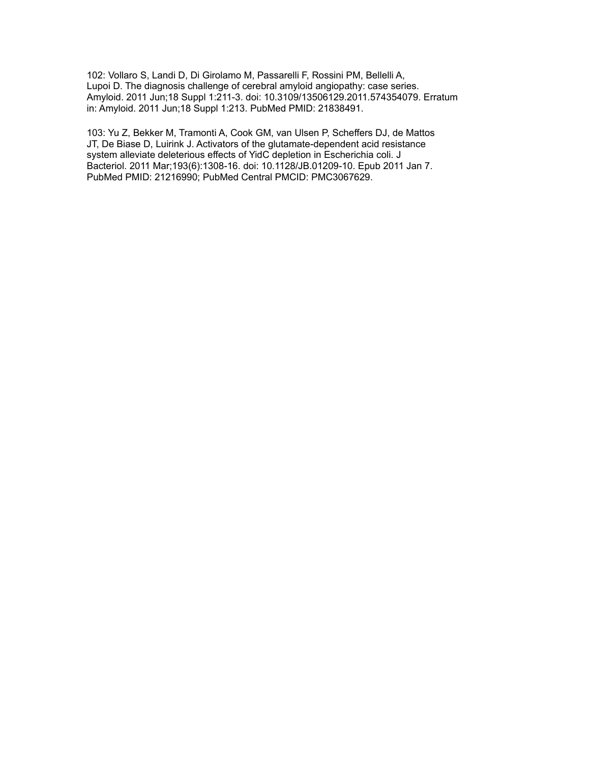102: Vollaro S, Landi D, Di Girolamo M, Passarelli F, Rossini PM, Bellelli A, Lupoi D. The diagnosis challenge of cerebral amyloid angiopathy: case series. Amyloid. 2011 Jun;18 Suppl 1:211-3. doi: 10.3109/13506129.2011.574354079. Erratum in: Amyloid. 2011 Jun;18 Suppl 1:213. PubMed PMID: 21838491.

103: Yu Z, Bekker M, Tramonti A, Cook GM, van Ulsen P, Scheffers DJ, de Mattos JT, De Biase D, Luirink J. Activators of the glutamate-dependent acid resistance system alleviate deleterious effects of YidC depletion in Escherichia coli. J Bacteriol. 2011 Mar;193(6):1308-16. doi: 10.1128/JB.01209-10. Epub 2011 Jan 7. PubMed PMID: 21216990; PubMed Central PMCID: PMC3067629.